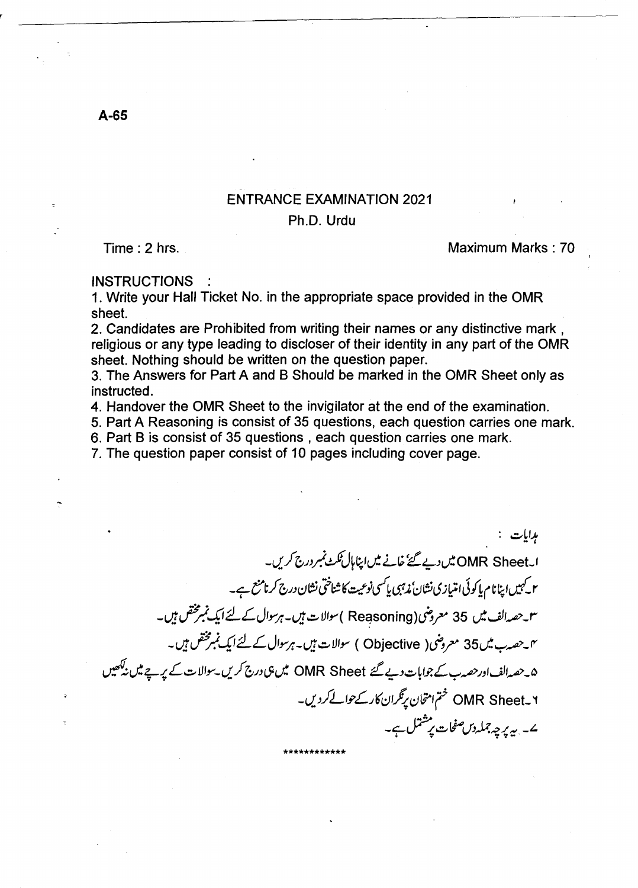A-65

# ENTRANCE EXAMINATION 2021

## Ph.D. Urdu

Time : 2 hrs. Maximum Marks : 70

INSTRUCTIONS :

1. Write your Hall Ticket No. in the appropriate space provided in the OMR sheet.
2. Candidates are Prohibited from writing their names or any distinctive mark , religious or any type leading to discloser of their identity in any part of the OMR sheet. Nothing should be written on the question paper.
3. The Answers for Part A and B Should be marked in the OMR Sheet only as instructed.
4. Handover the OMR Sheet to the invigilator at the end of the examination.
5. Part A Reasoning is consist of 35 questions, each question carries one mark.
6. Part B is consist of 35 questions , each question carries one mark.
7. The question paper consist of 10 pages including cover page.

ہدایات :

۱۔OMR Sheet میں دیے گئے خانے میں اپنا ہال ٹکٹ نمبر درج کریں۔

۲۔کہیں اپنا نام یا کوئی امتیازی نشان، مذہبی یا کسی نوعیت کا شناختی نشان درج کرنا منع ہے۔

۳۔حصہ الف میں 35 معروضی (Reasoning) سوالات ہیں۔ ہر سوال کے لئے ایک نمبر مختص ہیں۔

۴۔حصہ ب میں 35 معروضی (Objective) سوالات ہیں۔ ہر سوال کے لئے ایک نمبر مختص ہیں۔

۵۔حصہ الف اور حصہ ب کے جوابات دیے گئے OMR Sheet میں ہی درج کریں۔ سوالات کے پرچے میں نہ لکھیں

۶۔OMR Sheet ختم امتحان پر نگران کار کے حوالے کر دیں۔

۷۔ یہ پرچہ جملہ دس صفحات پر مشتمل ہے۔

************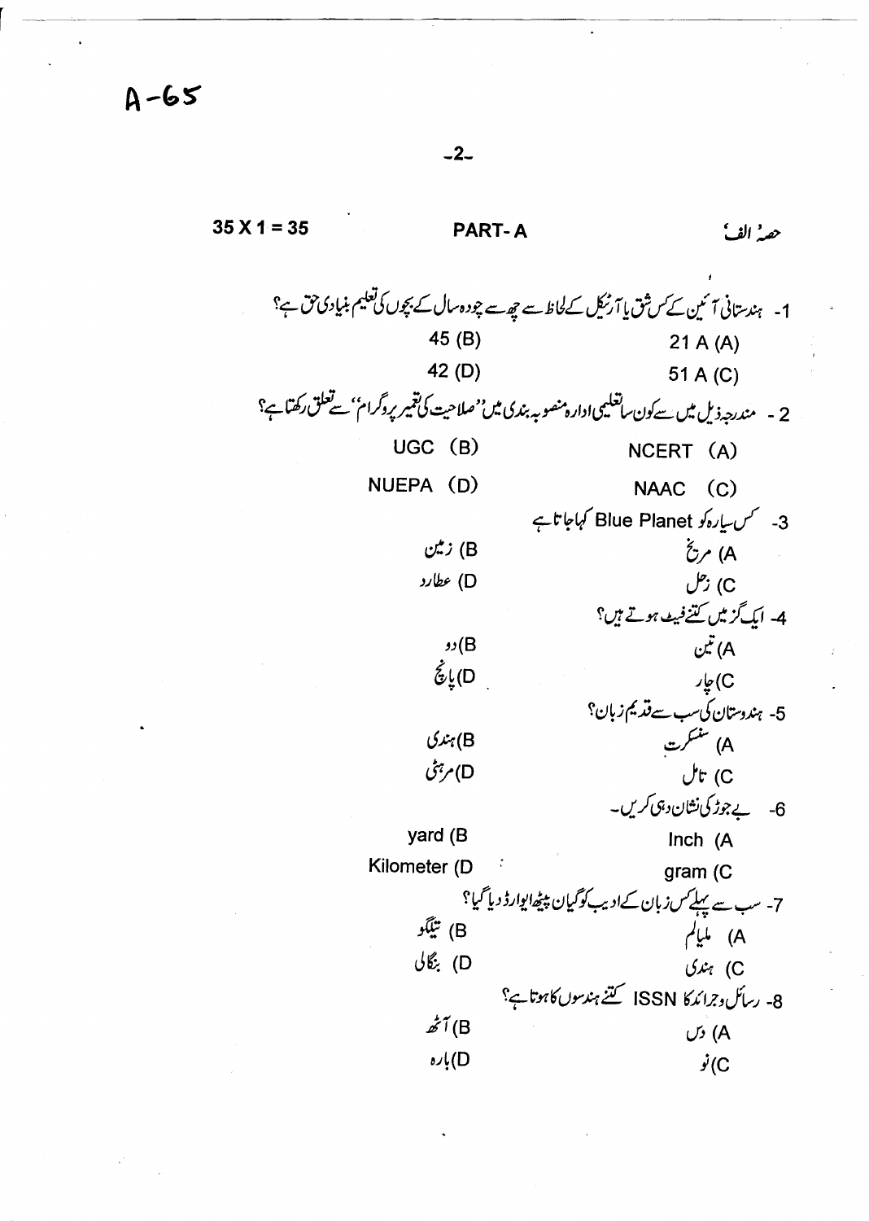A-65

35 X 1 = 35 **PART- A** حصۂ الف

1- ہندستانی آئین کے کس شق یا آرٹیکل کے لحاظ سے چھ سے چودہ سال کے بچوں کی تعلیم بنیادی حق ہے؟

(A) 21 A (B) 45

(C) 51 A (D) 42

2 - مندرجہ ذیل میں سے کون سا تعلیمی ادارہ منصوبہ بندی میں 'صلاحیت کی تعمیر پروگرام' سے تعلق رکھتا ہے؟

(A) NCERT (B) UGC

(C) NAAC (D) NUEPA

3- کس سیارہ کو Blue Planet کہا جاتا ہے

A) مریخ B) زمین

C) زحل D) عطارد

4- ایک گز میں کتنے فیٹ ہوتے ہیں؟

A) تین B) دو

C) چار D) پانچ

5- ہندوستان کی سب سے قدیم زبان؟

A) سنسکرت B) ہندی

C) تامل D) مرہٹی

6- بے جوڑ کی نشان دہی کریں۔

A) Inch B) yard

C) gram D) Kilometer

7- سب سے پہلے کس زبان کے ادیب کو گیان پیٹھ ایوارڈ دیا گیا؟

A) ملیالم B) تیلگو

C) ہندی D) بنگالی

8- رسائل و جرائد کا ISSN کتنے ہندسوں کا ہوتا ہے؟

A) دس B) آٹھ

C) نو D) بارہ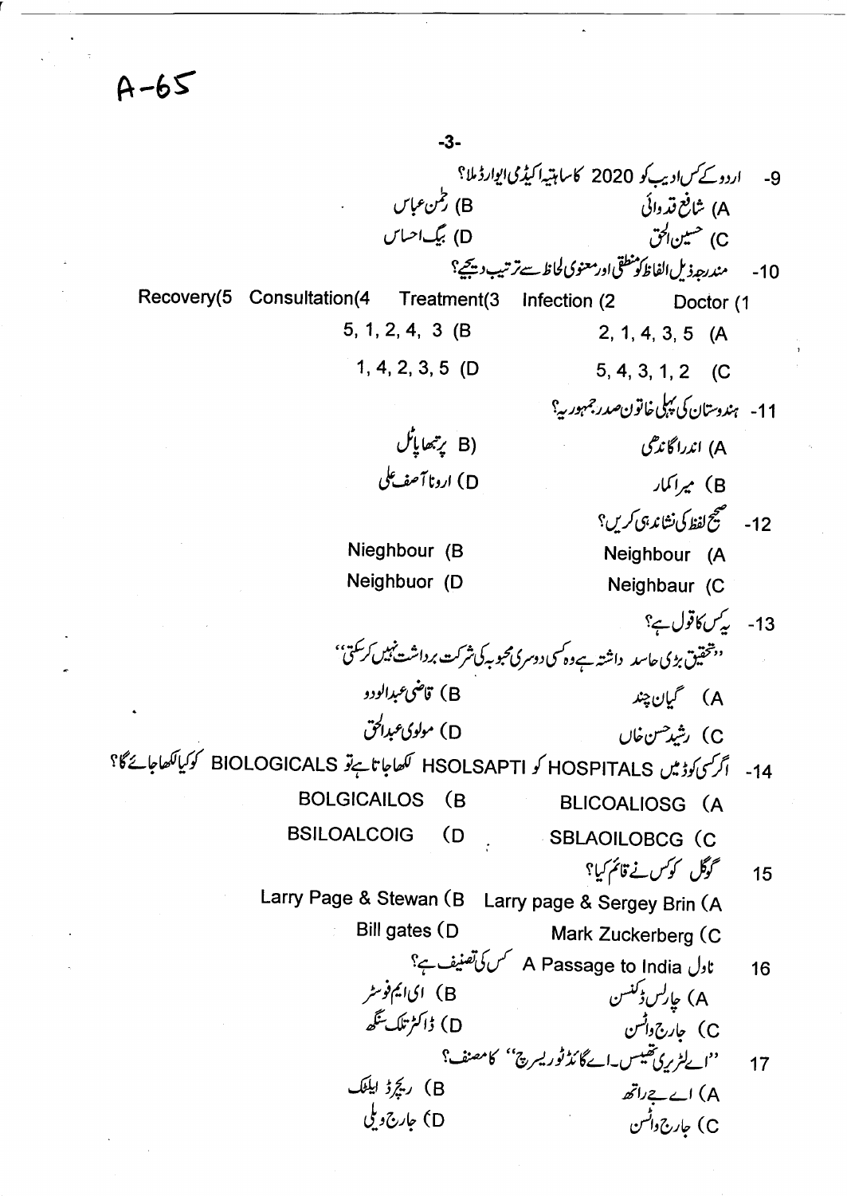A-65

9- اردو کے کس ادیب کو 2020 کا ساہتیہ اکیڈمی ایوارڈ ملا؟

A) شافع قدوائی
B) رحمٰن عباس
C) حسین الحق
D) بیگ احساس

10- مندرجہ ذیل الفاظ کو منطقی اور معنوی لحاظ سے ترتیب دیجیے؟

Doctor (1 Infection (2 Treatment(3 Consultation(4 Recovery(5

A) 2, 1, 4, 3, 5
B) 5, 1, 2, 4, 3
C) 5, 4, 3, 1, 2
D) 1, 4, 2, 3, 5

11- ہندوستان کی پہلی خاتون صدر جمہوریہ؟

A) اندرا گاندھی
B) پرتبھا پاٹل
B) میرا کمار
D) ارونا آصف علی

12- صحیح لفظ کی نشاندہی کریں؟

A) Neighbour
B) Nieghbour
C) Neighbaur
D) Neighbuor

13- یہ کس کا قول ہے؟

''تحقیق بڑی حاسد داشتہ ہے وہ کسی دوسری محبوبہ کی شرکت برداشت نہیں کرسکتی''

A) گیان چند
B) قاضی عبدالودو
C) رشید حسن خاں
D) مولوی عبدالحق

14- اگر کسی کوڈ میں HOSPITALS کو HSOLSAPTI لکھا جاتا ہے تو BIOLOGICALS کو کیا لکھا جائے گا؟

A) BLICOALIOSG
B) BOLGICAILOS
C) SBLAOILOBCG
D) BSILOALCOIG

15 گوگل کو کس نے قائم کیا؟

A) Larry page & Sergey Brin
B) Larry Page & Stewan
C) Mark Zuckerberg
D) Bill gates

16 ناول A Passage to India کس کی تصنیف ہے؟

A) چارلس ڈکنس
B) ای ایم فوسٹر
C) جارج واٹسن
D) ڈاکٹر تلک سنگھ

17 ''اے لٹریری تھیسس۔اے گائڈ ٹو ریسرچ'' کا مصنف؟

A) اے جے راتھ
B) رچرڈ ایلٹک
C) جارج واٹسن
D) جارج ویلی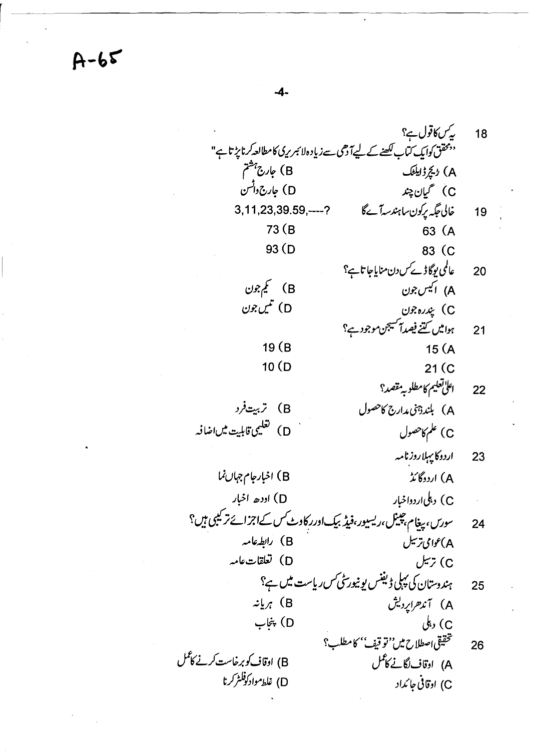A-65

18 یہ کس کا قول ہے؟

"محقق کو ایک کتاب لکھنے کے لیے آدھی سے زیادہ لائبریری کا مطالعہ کرنا پڑتا ہے"

A) رچرڈ ایلٹک  
B) جارج ہشتم  
C) گیان چند  
D) جارج واٹسن

19 خالی جگہ پر کون سا ہندسہ آئے گا 3,11,23,39.59,----?

A) 63  
B) 73  
C) 83  
D) 93

20 عالمی یوگا ڈے کس دن منایا جاتا ہے؟

A) اکیس جون  
B) یکم جون  
C) پندرہ جون  
D) تیس جون

21 ہوا میں کتنے فیصد آکسیجن موجود ہے؟

A) 15  
B) 19  
C) 21  
D) 10

22 اعلیٰ تعلیم کا مطلوبہ مقصد؟

A) بلند ذہنی مدارج کا حصول  
B) تربیت فرد  
C) علم کا حصول  
D) تعلیمی قابلیت میں اضافہ

23 اردو کا پہلا روزنامہ

A) اردو گائڈ  
B) اخبار جام جہاں نما  
C) دہلی اردو اخبار  
D) اودھ اخبار

24 سورس، پیغام، چینل، ریسیور، فیڈ بیک اور رکاوٹ کس کے اجزائے ترکیبی ہیں؟

A) عوامی ترسیل  
B) رابطہ عامہ  
C) ترسیل  
D) تعلقات عامہ

25 ہندوستان کی پہلی ڈیفنس یونیورسٹی کس ریاست میں ہے؟

A) آندھرا پردیش  
B) ہریانہ  
C) دہلی  
D) پنجاب

26 تحقیقی اصطلاح میں "توقیف" کا مطلب؟

A) اوقاف لگانے کا عمل  
B) اوقاف کو برخاست کرنے کا عمل  
C) اوقافی جائداد  
D) غلط مواد کو فلٹر کرنا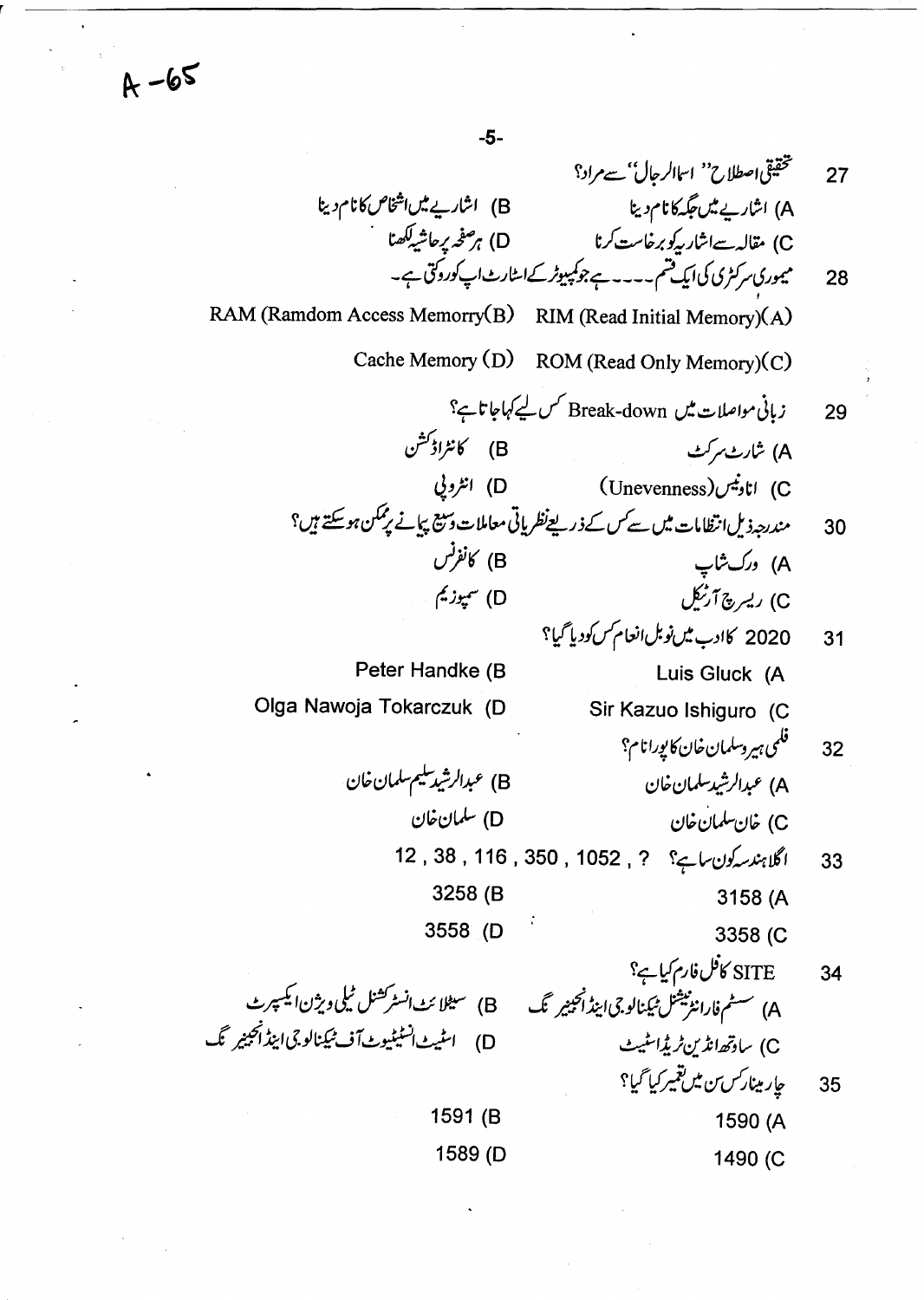27 تحقیقی اصطلاح ''اسماالرجال'' سے مراد؟

A) اشاریے میں جگہ کا نام دینا
B) اشاریے میں اشخاص کا نام دینا
C) مقالہ سے اشاریہ کو برخاست کرنا
D) ہر صفحہ پر حاشیہ لکھنا

28 میموری سرکٹری کی ایک قسم ـــــ ہے جو کمپیوٹر کے اسٹارٹ اپ کو روکتی ہے۔

(A) RIM (Read Initial Memory)
(B) RAM (Ramdom Access Memorry)
(C) ROM (Read Only Memory)
(D) Cache Memory

29 زبانی مواصلات میں Break-down کس لیے کہا جاتا ہے؟

A) شارٹ سرکٹ
B) کانٹراڈکشن
C) اناونیس (Unevenness)
D) انٹروپی

30 مندرجہ ذیل انتظامات میں سے کس کے ذریعے نظریاتی معاملات وسیع پیمانے پر ممکن ہو سکتے ہیں؟

A) ورک شاپ
B) کانفرنس
C) ریسرچ آرٹیکل
D) سمپوزیم

31 2020 کا ادب میں نوبل انعام کس کو دیا گیا؟

A) Luis Gluck
B) Peter Handke
C) Sir Kazuo Ishiguro
D) Olga Nawoja Tokarczuk

32 فلمی ہیرو سلمان خان کا پورا نام؟

A) عبدالرشید سلمان خان
B) عبدالرشید سلیم سلمان خان
C) خان سلمان خان
D) سلمان خان

33 اگلا ہندسہ کون سا ہے؟ ? , 1052 , 350 , 116 , 38 , 12

A) 3158
B) 3258
C) 3358
D) 3558

34 SITE کا فل فارم کیا ہے؟

A) سسٹم فار انٹرنیشنل ٹیکنالوجی اینڈ انجینیر نگ
B) سیٹلائٹ انسٹرکشنل ٹیلی ویژن ایکسپرٹ
C) ساوتھ انڈین ٹریڈ اسٹیٹ
D) اسٹیٹ انسٹیٹیوٹ آف ٹیکنالوجی اینڈ انجینیر نگ

35 چار مینار کس سن میں تعمیر کیا گیا؟

A) 1590
B) 1591
C) 1490
D) 1589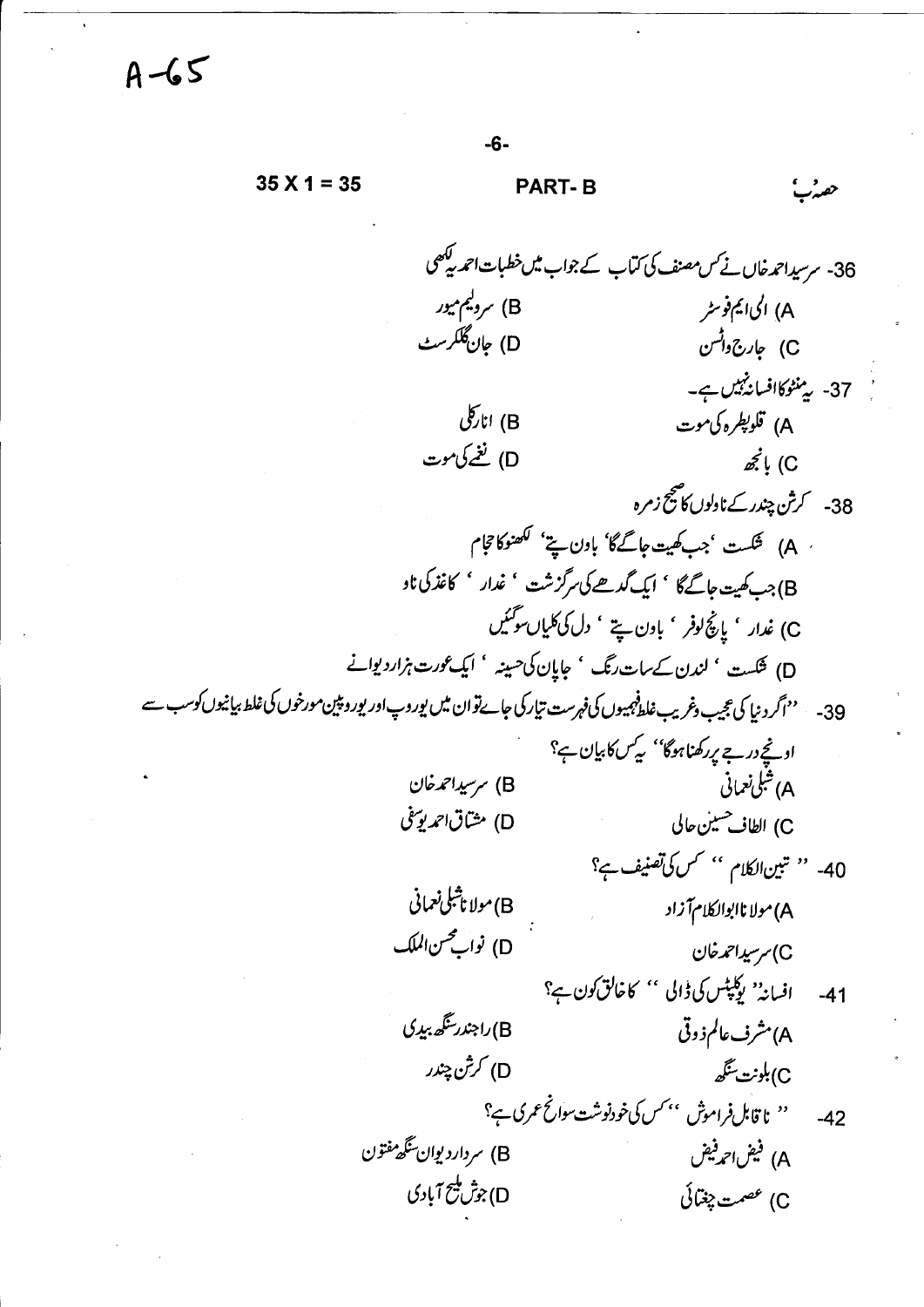A-65

35 X 1 = 35 PART- B حصہ ب

36- سرسید احمد خاں نے کس مصنف کی کتاب کے جواب میں خطبات احمدیہ لکھی

A) ای ایم فوسٹر B) سر ولیم میور

C) جارج واٹسن D) جان گلکرسٹ

37- یہ منٹو کا افسانہ نہیں ہے۔

A) قلوپطرہ کی موت B) انارکلی

C) بانجھ D) نفسے کی موت

38- کرشن چندر کے ناولوں کا صحیح زمرہ

A) شکست 'جب کھیت جاگے گا' باون پتے' لکھنو کا حجام

B) جب کھیت جاگے گا ' ایک گدھے کی سرگزشت ' غدار ' کاغذ کی ناو

C) غدار ' پانچ لوفر ' باون پتے ' دل کی کلیاں سو گئیں

D) شکست ' لندن کے سات رنگ ' جاپان کی حسینہ ' ایک عورت ہزار دیوانے

39- ''اگر دنیا کی عجیب و غریب غلط فہمیوں کی فہرست تیار کی جائے تو ان میں یوروپ اور یوروپین مورخوں کی غلط بیانیوں کو سب سے اونچے درجے پر رکھنا ہوگا'' یہ کس کا بیان ہے؟

A) شبلی نعمانی B) سرسید احمد خان

C) الطاف حسین حالی D) مشتاق احمد یوسفی

40- '' تبین الکلام '' کس کی تصنیف ہے؟

A) مولانا ابوالکلام آزاد B) مولانا شبلی نعمانی

C) سرسید احمد خان D) نواب محسن الملک

41- افسانہ '' یوکلپٹس کی ڈالی '' کا خالق کون ہے؟

A) مشرف عالم ذوقی B) راجندر سنگھ بیدی

C) بلونت سنگھ D) کرشن چندر

42- '' ناقابل فراموش '' کس کی خودنوشت سوانح عمری ہے؟

A) فیض احمد فیض B) سردار دیوان سنگھ مفتون

C) عصمت چغتائی D) جوش ملیح آبادی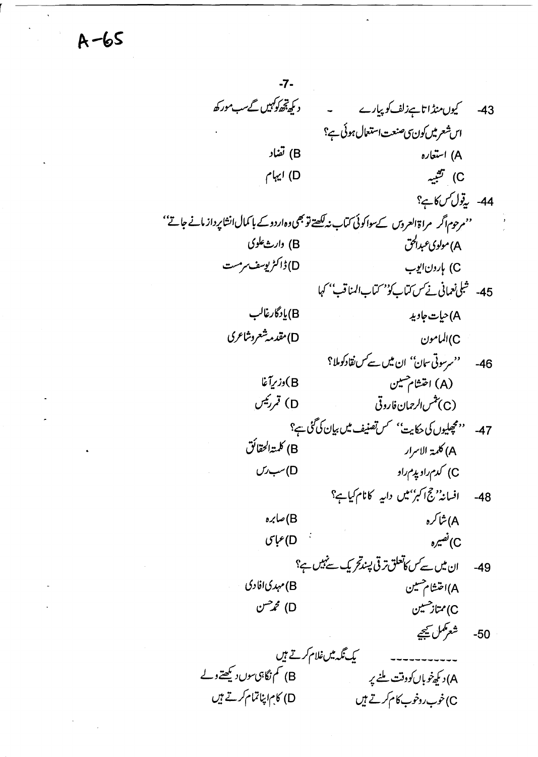A-65

43- کیوں منڈاتا ہے زلف کو پیارے ۔ دیکھ تجھ کو کہیں گے سب مورکھ

اس شعر میں کون سی صنعت استعمال ہوئی ہے؟

A) استعارہ
B) تضاد
C) تشبیہ
D) ایہام

44- یہ قول کس کا ہے؟

''مرحوم اگر مراۃ العروس کے سوا کوئی کتاب نہ لکھتے تو بھی وہ اردو کے باکمال انشاپرداز مانے جاتے''

A) مولوی عبدالحق
B) وارث علوی
C) ہارون ایوب
D) ڈاکٹر یوسف سرمست

45- شبلی نعمانی نے کس کتاب کو ''کتاب المناقب'' کہا

A) حیات جاوید
B) یادگار غالب
C) المامون
D) مقدمہ شعر و شاعری

46- ''سرسوتی سمان'' ان میں سے کس نقاد کو ملا؟

(A) احتشام حسین
B) وزیر آغا
(C) شمس الرحمان فاروقی
D) قمر رئیس

47- ''مچھلیوں کی حکایت'' کس تصنیف میں بیان کی گئی ہے؟

A) کلمۃ الاسرار
B) کلمۃ الحقائق
C) کدم راو پدم راو
D) سب رس

48- افسانہ ''حج اکبر'' میں دایہ کا نام کیا ہے؟

A) شاکرہ
B) صابرہ
C) نصیرہ
D) عباسی

49- ان میں سے کس کا تعلق ترقی پسند تحریک سے نہیں ہے؟

A) احتشام حسین
B) مہدی افادی
C) ممتاز حسین
D) محمد حسن

50- شعر مکمل کیجیے

------------- یک نگہ میں غلام کرتے ہیں

A) دیکھ خوباں کو وقت ملنے پر
B) کم نگاہی سوں دیکھتے وے
C) خوب رو خوب کام کرتے ہیں
D) کام اپنا تمام کرتے ہیں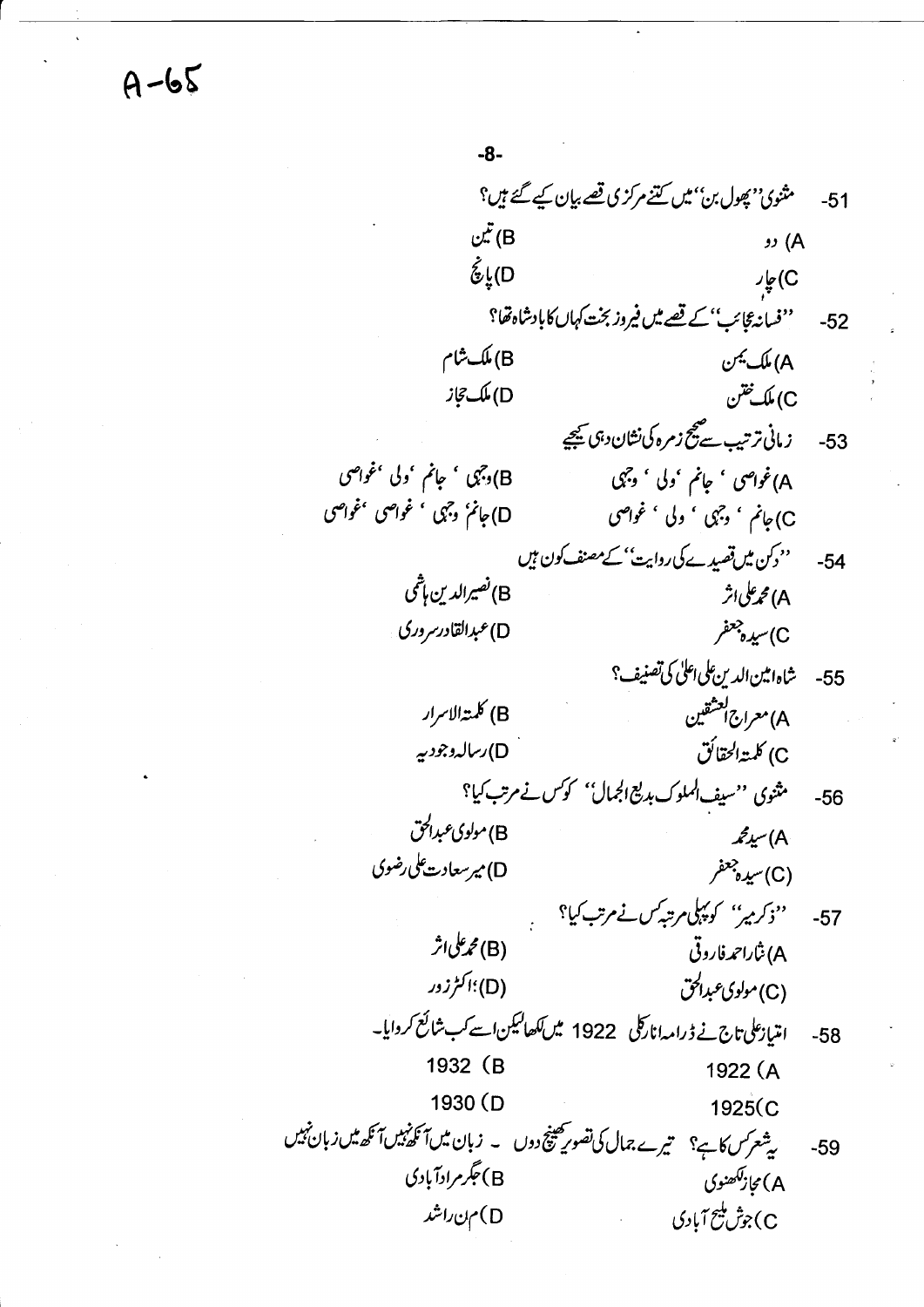A-65

51- مثنوی ''پھول بن'' میں کتنے مرکزی قصے بیان کیے گئے ہیں؟

A) دو
B) تین
C) چار
D) پانچ

52- ''فسانۂ عجائب'' کے قصے میں فیروز بخت کہاں کا بادشاہ تھا؟

A) ملک یمن
B) ملک شام
C) ملک ختن
D) ملک حجاز

53- زمانی ترتیب سے صحیح زمرہ کی نشان دہی کیجیے

A) غواصی ، جانم ، ولی ، وجہی
B) وجہی ، جانم ، ولی ، غواصی
C) جانم ، وجہی ، ولی ، غواصی
D) جانم، وجہی ، غواصی ، غواصی

54- ''دکن میں قصیدے کی روایت'' کے مصنف کون ہیں

A) محمد علی اثر
B) نصیرالدین ہاشمی
C) سیدہ جعفر
D) عبدالقادر سروری

55- شاہ امین الدین علی اعلیٰ کی تصنیف؟

A) معراج العشقین
B) کلمۃ الاسرار
C) کلمۃ الحقائق
D) رسالہ وجودیہ

56- مثنوی ''سیف الملوک بدیع الجمال'' کو کس نے مرتب کیا؟

A) سید محمد
B) مولوی عبدالحق
(C) سیدہ جعفر
D) میر سعادت علی رضوی

57- ''ذکر میر'' کو پہلی مرتبہ کس نے مرتب کیا؟

A) نثار احمد فاروقی
(B) محمد علی اثر
(C) مولوی عبدالحق
(D) ڈاکٹر زور

58- امتیاز علی تاج نے ڈرامہ انارکلی 1922 میں لکھا لیکن اسے کب شائع کروایا۔

A) 1922
B) 1932
C) 1925
D) 1930

59- یہ شعر کس کا ہے؟ تیرے جمال کی تصویر کھینچ دوں ۔ زباں میں آنکھ نہیں آنکھ میں زبان نہیں

A) مجاز لکھنوی
B) جگر مرادآبادی
C) جوش ملیح آبادی
D) م ن راشد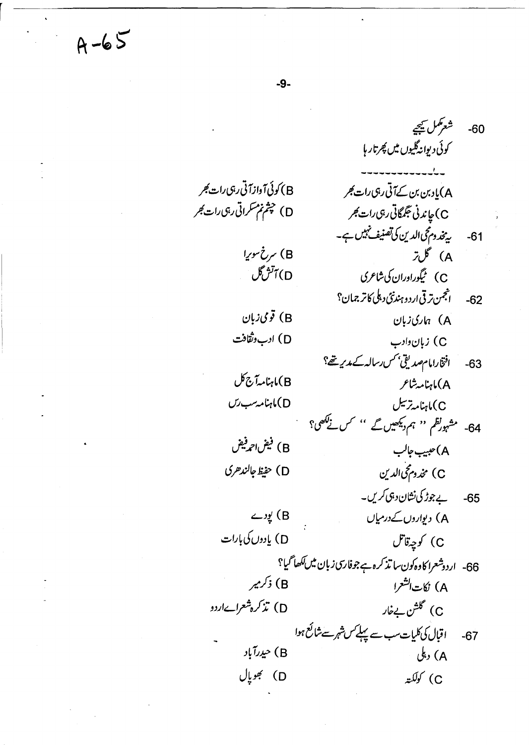A-65

60- شعر مکمل کیجیے

کوئی دیوانہ گلیوں میں پھرتا رہا

------------

A) یاد بن بن کے آتی رہی رات بھر

B) کوئی آواز آتی رہی رات بھر

C) چاندنی جگمگاتی رہی رات بھر

D) چشم نم مسکراتی رہی رات بھر

61- یہ مخدوم محی الدین کی تصنیف نہیں ہے۔

A) گل تر

B) سرخ سویرا

C) ٹیگور اور ان کی شاعری

D) آتش گل

62- انجمن ترقی اردو ہند نئی دہلی کا ترجمان؟

A) ہماری زبان

B) قومی زبان

C) زبان و ادب

D) ادب و ثقافت

63- افتخار امام صدیقی، کس رسالہ کے مدیر تھے؟

A) ماہنامہ شاعر

B) ماہنامہ آج کل

C) ماہنامہ ترسیل

D) ماہنامہ سب رس

64- مشہور نظم " ہم دیکھیں گے " کس نے لکھی؟

A) حبیب جالب

B) فیض احمد فیض

C) مخدوم محی الدین

D) حفیظ جالندھری

65- بے جوڑ کی نشان دہی کریں۔

A) دیواروں کے درمیاں

B) پودے

C) کوچہ قاتل

D) یادوں کی بارات

66- اردو شعرا کا وہ کون سا تذکرہ ہے جو فارسی زبان میں لکھا گیا؟

A) نکات الشعرا

B) ذکر میر

C) گلشن بے خار

D) تذکرہ شعرائے اردو

67- اقبال کی کلیات سب سے پہلے کس شہر سے شائع ہوا

A) دہلی

B) حیدرآباد

C) کولکتہ

D) بھوپال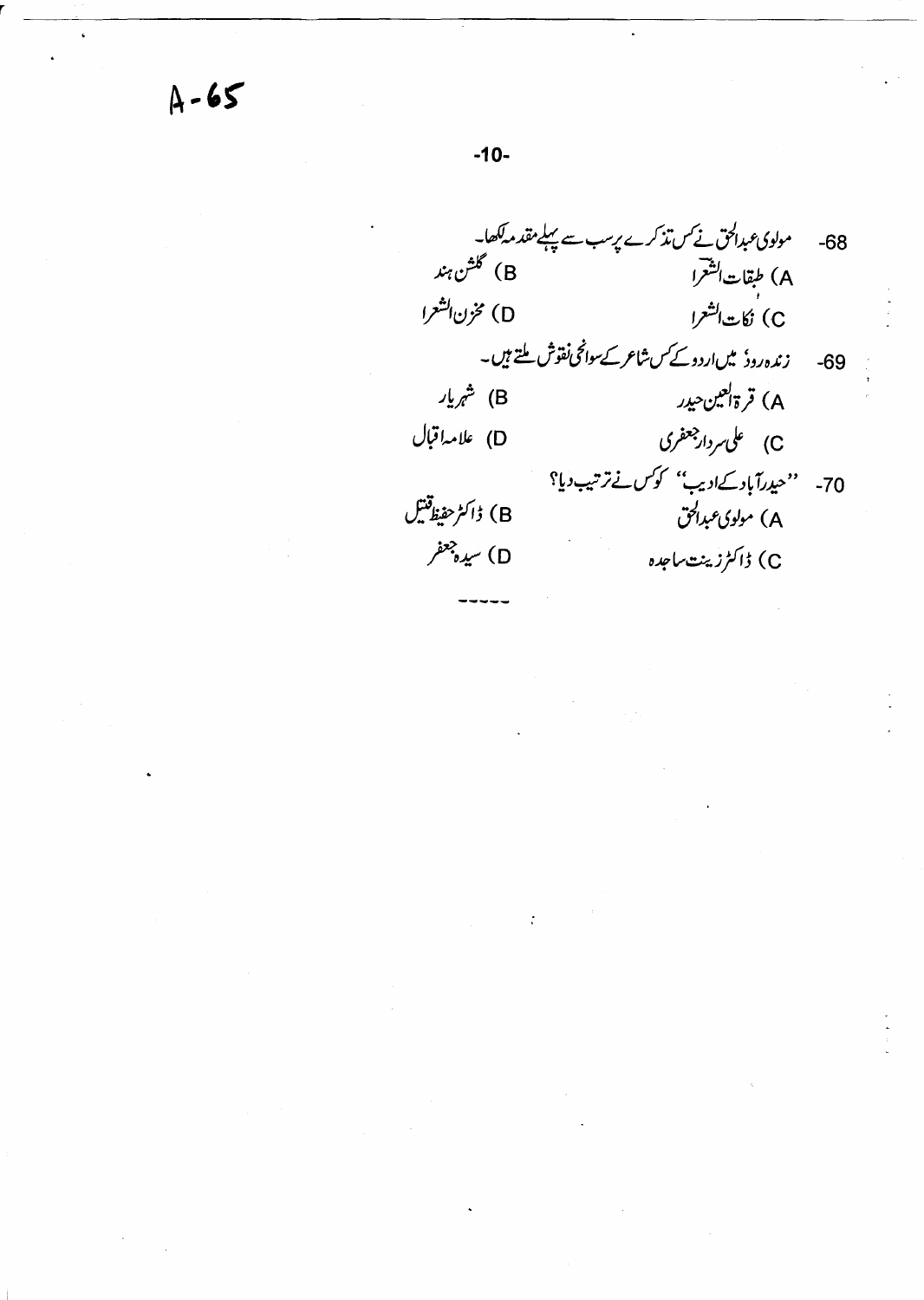A-65

68- مولوی عبدالحق نے کس تذکرے پر سب سے پہلے مقدمہ لکھا۔

A) طبقات الشعرا

B) گلشن ہند

C) نکات الشعرا

D) مخزن الشعرا

69- زندہ رودؔ میں اردو کے کس شاعر کے سوانحی نقوش ملتے ہیں۔

A) قرۃ العین حیدر

B) شہریار

C) علی سردار جعفری

D) علامہ اقبال

70- ''حیدرآباد کے ادیب'' کو کس نے ترتیب دیا؟

A) مولوی عبدالحق

B) ڈاکٹر حفیظ قتیل

C) ڈاکٹر زینت ساجدہ

D) سیدہ جعفر

-----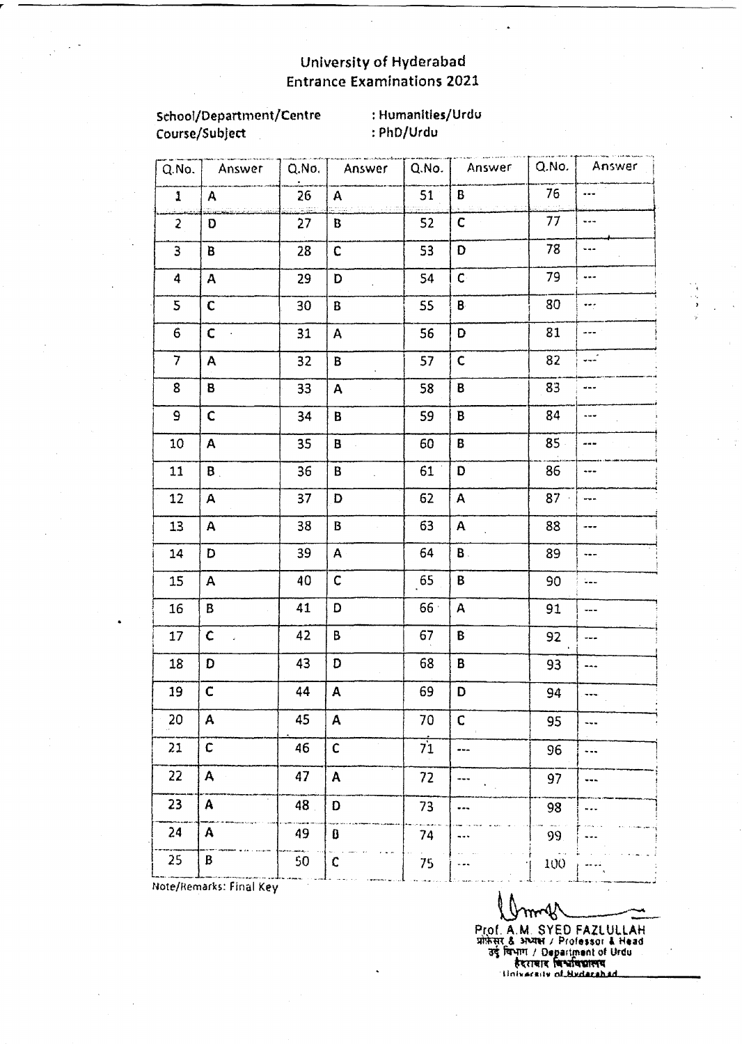# University of Hyderabad
## Entrance Examinations 2021

School/Department/Centre : Humanities/Urdu
Course/Subject : PhD/Urdu

| Q.No. | Answer | Q.No. | Answer | Q.No. | Answer | Q.No. | Answer |
|---|---|---|---|---|---|---|---|
| 1 | A | 26 | A | 51 | B | 76 | --- |
| 2 | D | 27 | B | 52 | C | 77 | --- |
| 3 | B | 28 | C | 53 | D | 78 | --- |
| 4 | A | 29 | D | 54 | C | 79 | --- |
| 5 | C | 30 | B | 55 | B | 80 | --- |
| 6 | C | 31 | A | 56 | D | 81 | --- |
| 7 | A | 32 | B | 57 | C | 82 | --- |
| 8 | B | 33 | A | 58 | B | 83 | --- |
| 9 | C | 34 | B | 59 | B | 84 | --- |
| 10 | A | 35 | B | 60 | B | 85 | --- |
| 11 | B | 36 | B | 61 | D | 86 | --- |
| 12 | A | 37 | D | 62 | A | 87 | --- |
| 13 | A | 38 | B | 63 | A | 88 | --- |
| 14 | D | 39 | A | 64 | B | 89 | --- |
| 15 | A | 40 | C | 65 | B | 90 | --- |
| 16 | B | 41 | D | 66 | A | 91 | --- |
| 17 | C | 42 | B | 67 | B | 92 | --- |
| 18 | D | 43 | D | 68 | B | 93 | --- |
| 19 | C | 44 | A | 69 | D | 94 | --- |
| 20 | A | 45 | A | 70 | C | 95 | --- |
| 21 | C | 46 | C | 71 | --- | 96 | --- |
| 22 | A | 47 | A | 72 | --- | 97 | --- |
| 23 | A | 48 | D | 73 | --- | 98 | --- |
| 24 | A | 49 | B | 74 | --- | 99 | --- |
| 25 | B | 50 | C | 75 | --- | 100 | --- |

Note/Remarks: Final Key

Prof. A.M. SYED FAZLULLAH
प्रोफेसर & अध्यक्ष / Professor & Head
उर्दू विभाग / Department of Urdu
हैदराबाद विश्वविद्यालय
University of Hyderabad